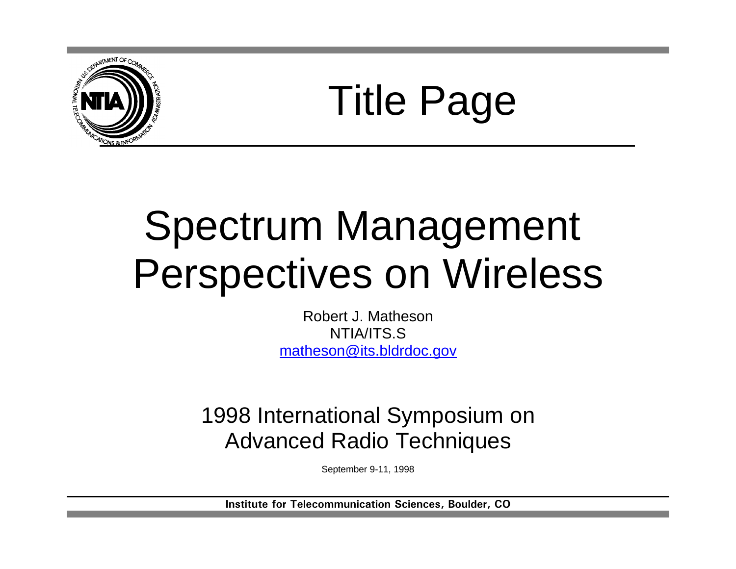# Title Page

# Spectrum Management Perspectives on Wireless

Robert J. Matheson
NTIA/ITS.S
matheson@its.bldrdoc.gov

1998 International Symposium on Advanced Radio Techniques

September 9-11, 1998

**Institute for Telecommunication Sciences, Boulder, CO**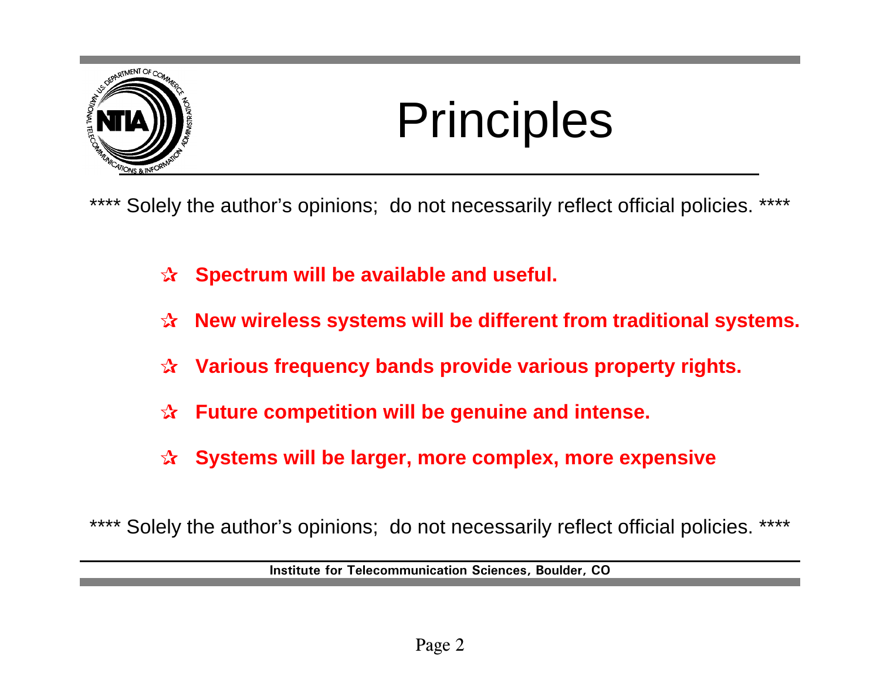# Principles

\*\*\*\* Solely the author's opinions; do not necessarily reflect official policies. \*\*\*\*

- **Spectrum will be available and useful.**
- **New wireless systems will be different from traditional systems.**
- **Various frequency bands provide various property rights.**
- **Future competition will be genuine and intense.**
- **Systems will be larger, more complex, more expensive**

\*\*\*\* Solely the author's opinions; do not necessarily reflect official policies. \*\*\*\*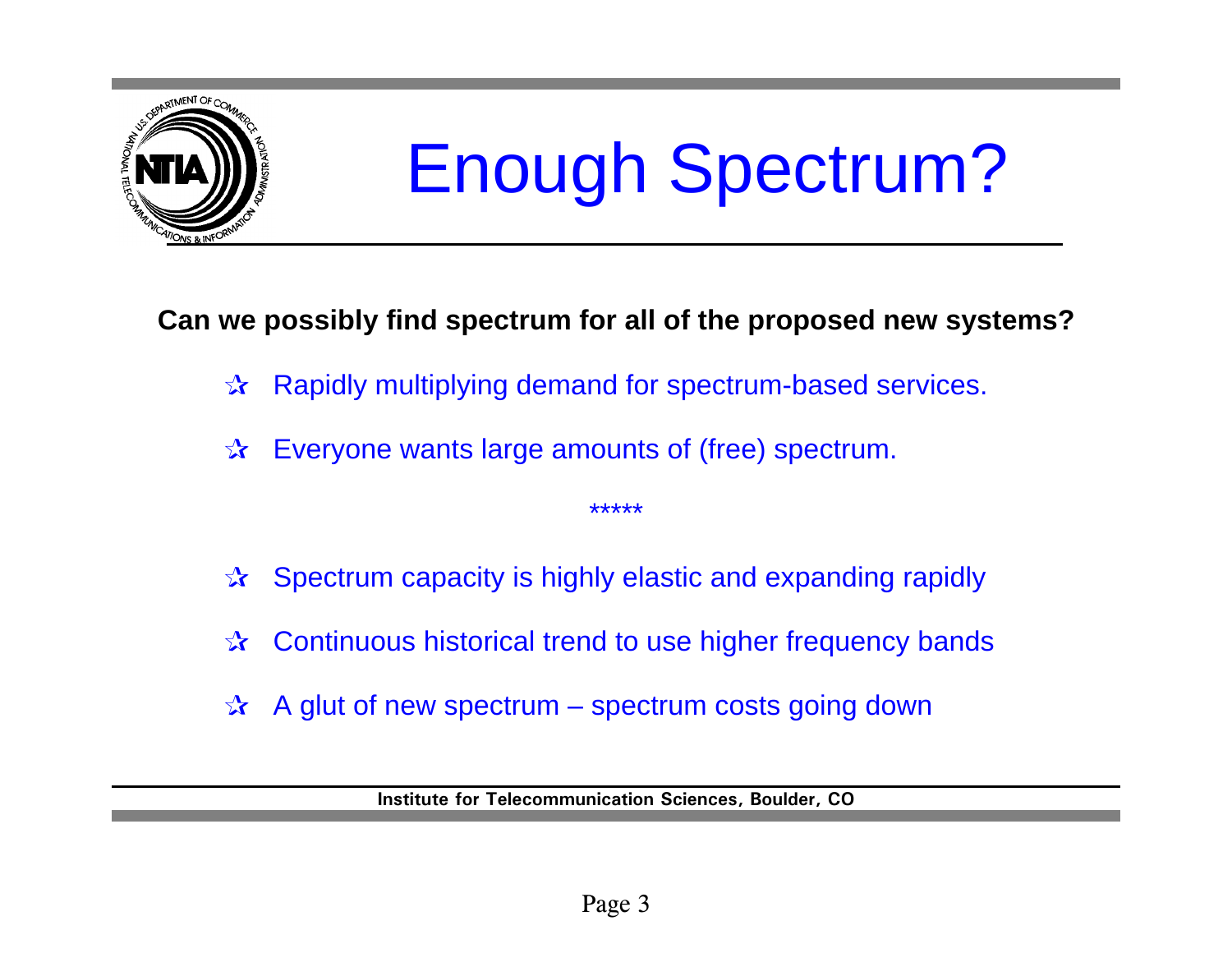# Enough Spectrum?

**Can we possibly find spectrum for all of the proposed new systems?**

- Rapidly multiplying demand for spectrum-based services.
- Everyone wants large amounts of (free) spectrum.

*****

- Spectrum capacity is highly elastic and expanding rapidly
- Continuous historical trend to use higher frequency bands
- A glut of new spectrum – spectrum costs going down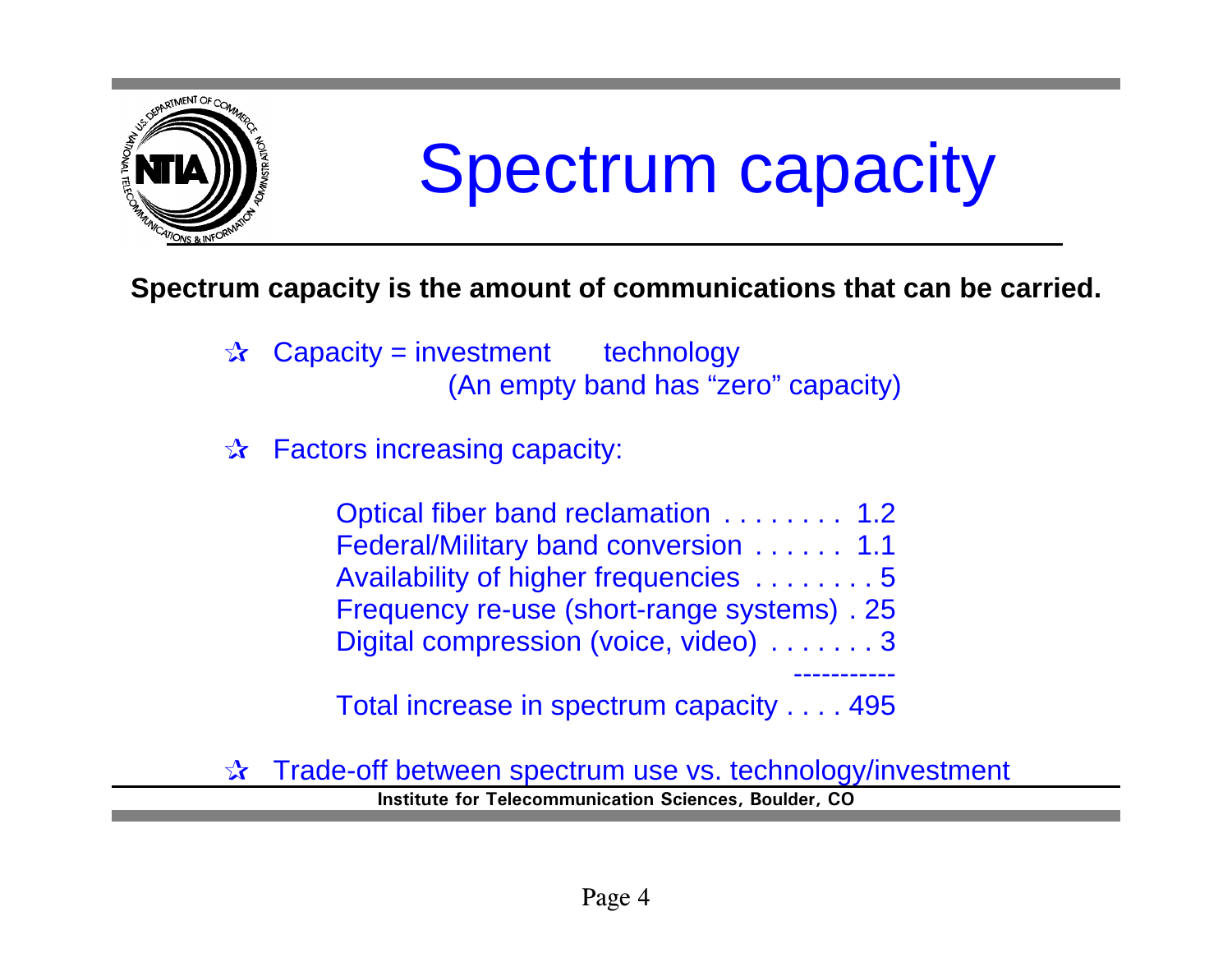# Spectrum capacity

**Spectrum capacity is the amount of communications that can be carried.**

- Capacity = investment technology
  (An empty band has "zero" capacity)

- Factors increasing capacity:

  Optical fiber band reclamation . . . . . . . . 1.2
  Federal/Military band conversion . . . . . . 1.1
  Availability of higher frequencies . . . . . . . . 5
  Frequency re-use (short-range systems) . 25
  Digital compression (voice, video) . . . . . . . 3
  -----------
  Total increase in spectrum capacity . . . . 495

- Trade-off between spectrum use vs. technology/investment

**Institute for Telecommunication Sciences, Boulder, CO**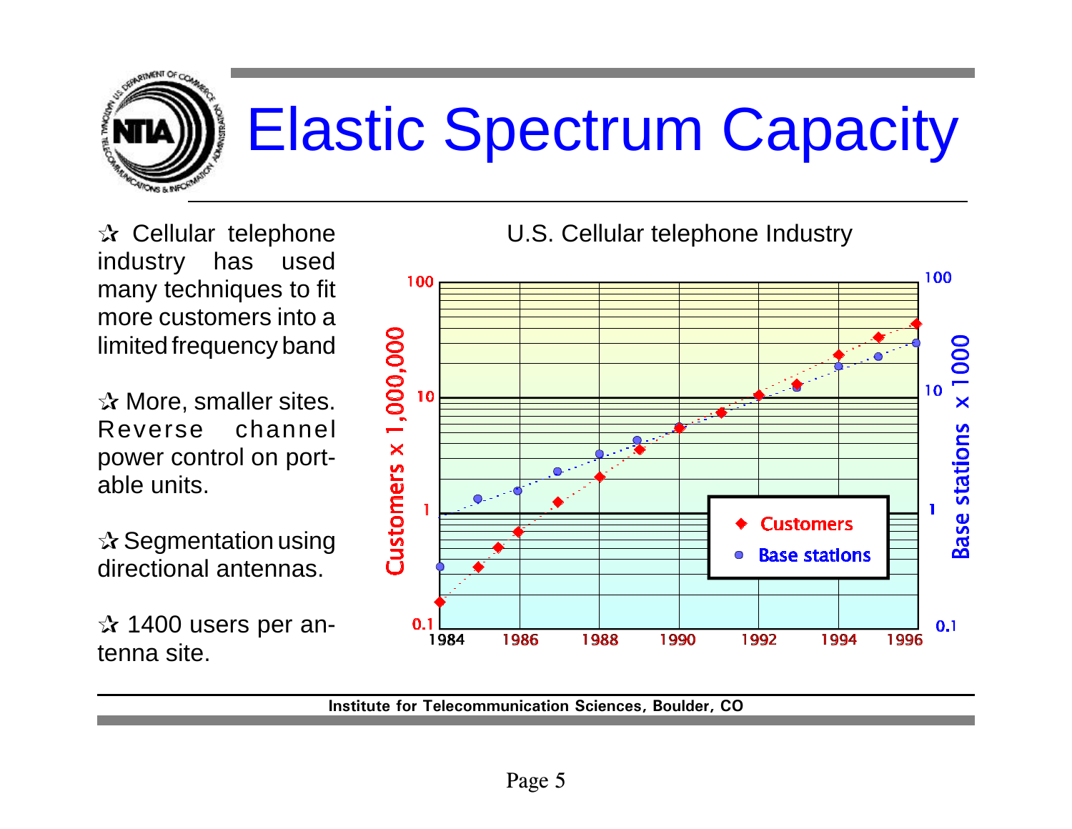# Elastic Spectrum Capacity

☆ Cellular telephone industry has used many techniques to fit more customers into a limited frequency band

☆ More, smaller sites. Reverse channel power control on portable units.

☆ Segmentation using directional antennas.

☆ 1400 users per antenna site.

U.S. Cellular telephone Industry

Institute for Telecommunication Sciences, Boulder, CO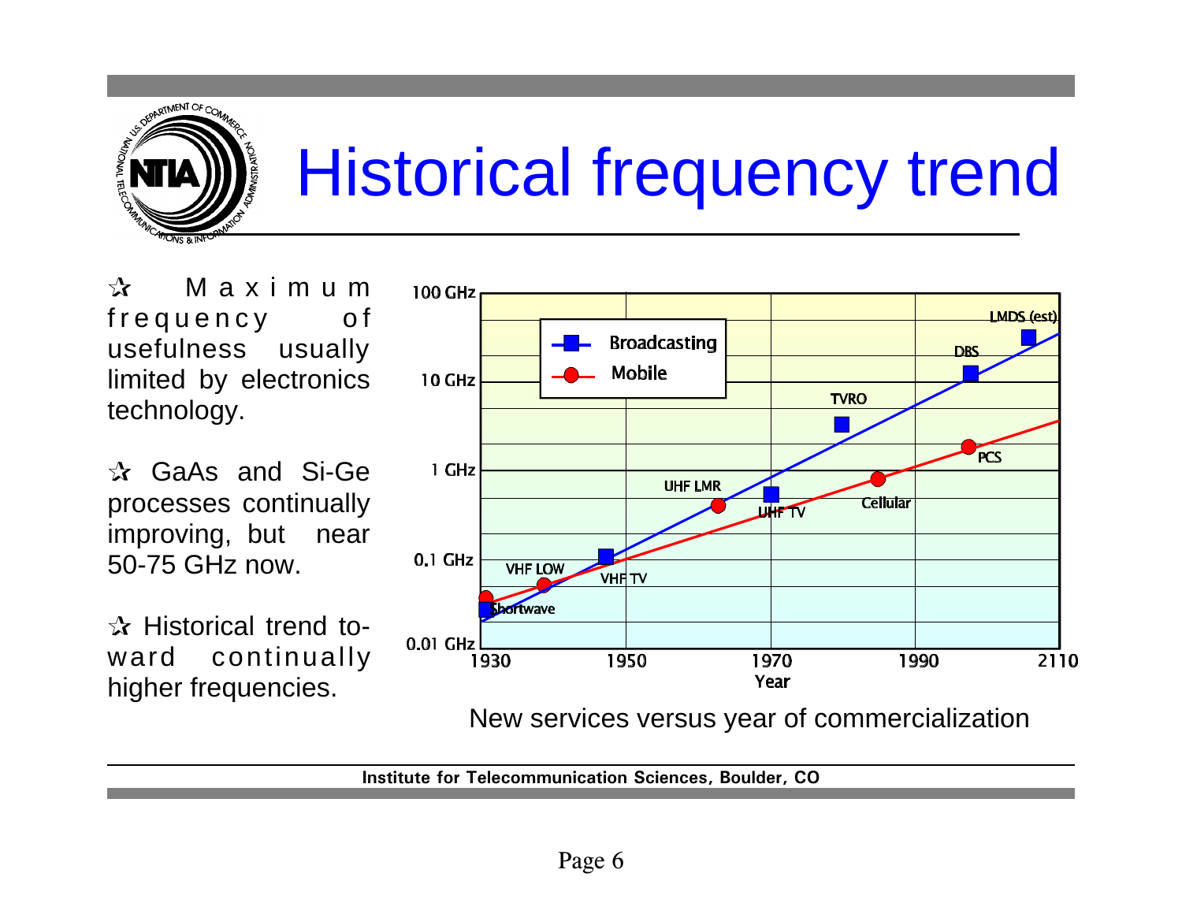# Historical frequency trend

- ✰ Maximum frequency of usefulness usually limited by electronics technology.
- ✰ GaAs and Si-Ge processes continually improving, but near 50-75 GHz now.
- ✰ Historical trend toward continually higher frequencies.

New services versus year of commercialization

**Institute for Telecommunication Sciences, Boulder, CO**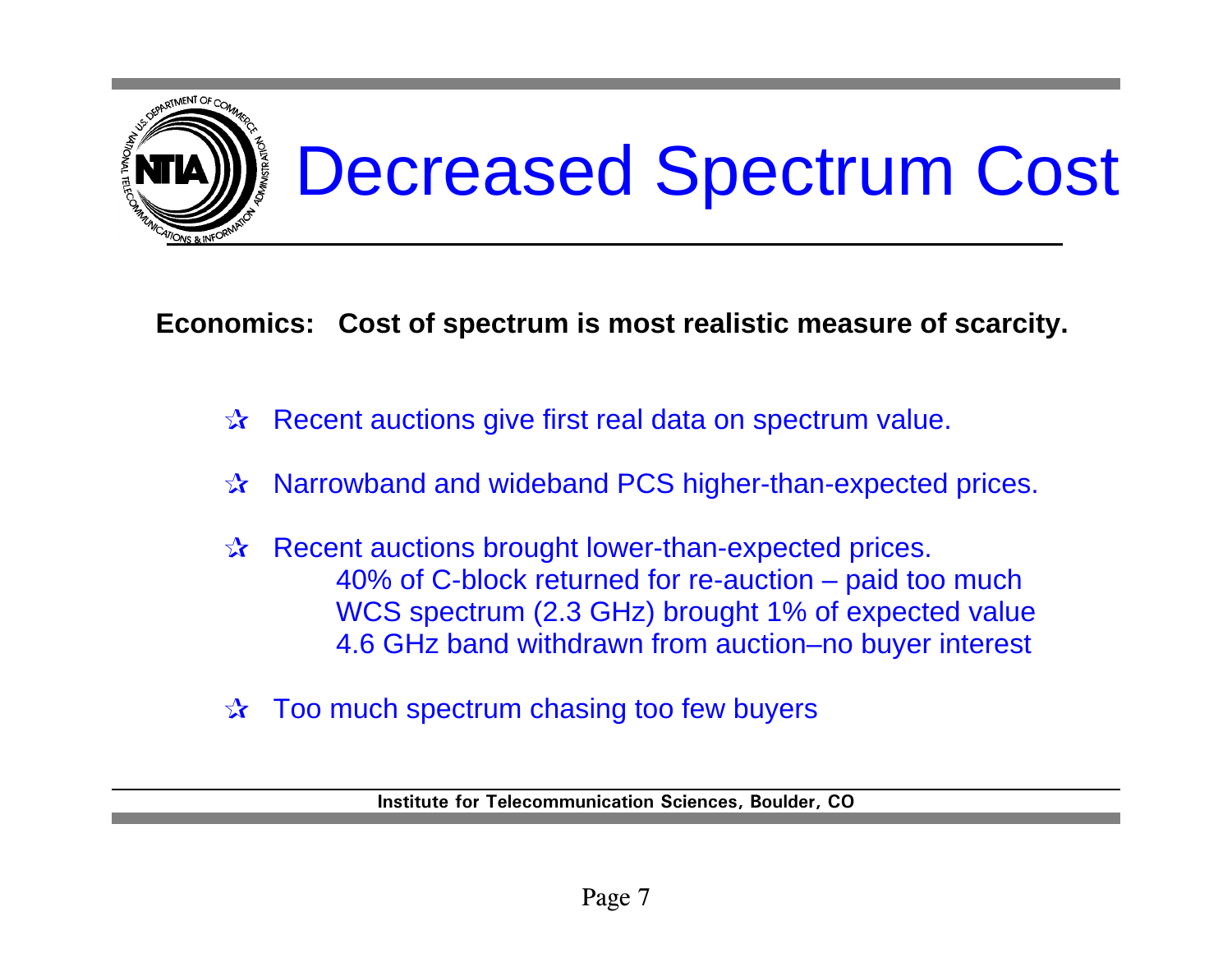# Decreased Spectrum Cost

**Economics: Cost of spectrum is most realistic measure of scarcity.**

- Recent auctions give first real data on spectrum value.
- Narrowband and wideband PCS higher-than-expected prices.
- Recent auctions brought lower-than-expected prices.
  - 40% of C-block returned for re-auction – paid too much
  - WCS spectrum (2.3 GHz) brought 1% of expected value
  - 4.6 GHz band withdrawn from auction–no buyer interest
- Too much spectrum chasing too few buyers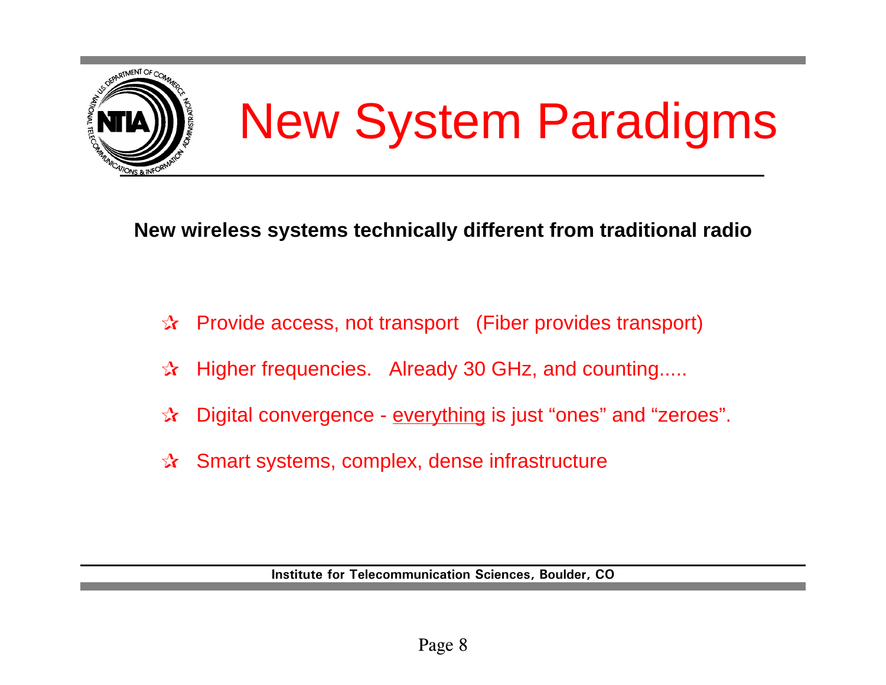# New System Paradigms

**New wireless systems technically different from traditional radio**

- Provide access, not transport (Fiber provides transport)
- Higher frequencies. Already 30 GHz, and counting.....
- Digital convergence - <u>everything</u> is just “ones” and “zeroes”.
- Smart systems, complex, dense infrastructure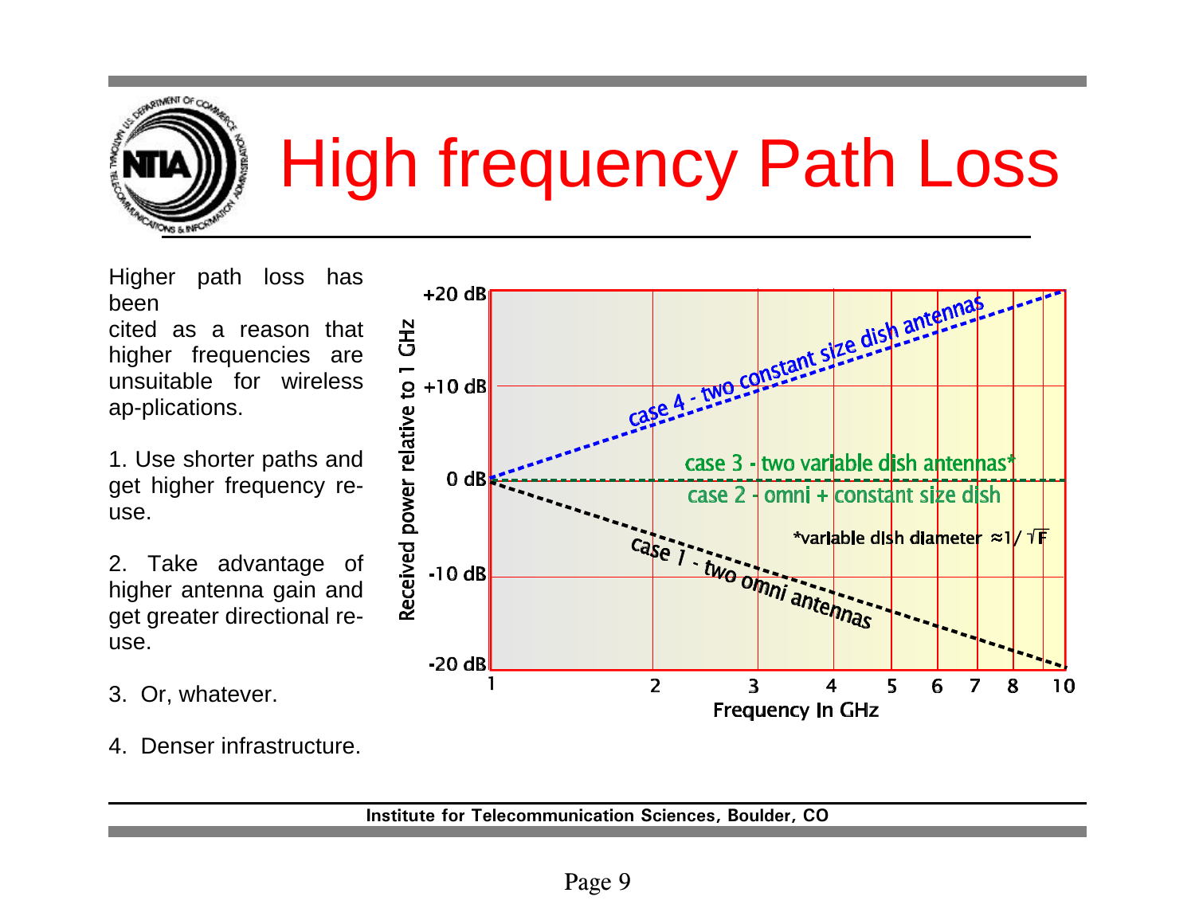# High frequency Path Loss

Higher path loss has been cited as a reason that higher frequencies are unsuitable for wireless ap-plications.

1. Use shorter paths and get higher frequency re-use.

2. Take advantage of higher antenna gain and get greater directional re-use.

3. Or, whatever.

4. Denser infrastructure.

Received power relative to 1 GHz vs. Frequency In GHz (1 to 10 GHz, -20 dB to +20 dB):

- case 4 - two constant size dish antennas
- case 3 - two variable dish antennas*
- case 2 - omni + constant size dish
- case 1 - two omni antennas

*variable dish diameter $\approx 1/\sqrt{F}$

Institute for Telecommunication Sciences, Boulder, CO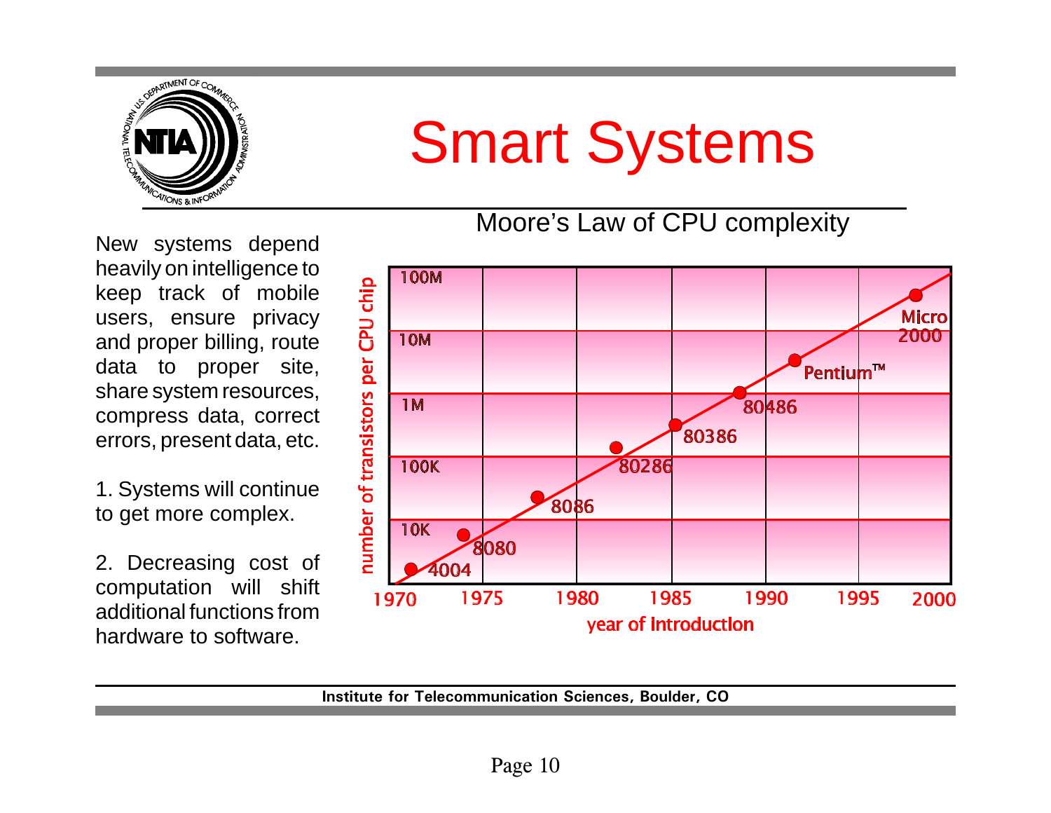# Smart Systems

New systems depend heavily on intelligence to keep track of mobile users, ensure privacy and proper billing, route data to proper site, share system resources, compress data, correct errors, present data, etc.

1. Systems will continue to get more complex.

2. Decreasing cost of computation will shift additional functions from hardware to software.

Moore's Law of CPU complexity

number of transistors per CPU chip

100M
10M
1M
100K
10K

4004
8080
8086
80286
80386
80486
Pentium™
Micro 2000

1970 1975 1980 1985 1990 1995 2000

year of Introduction

Institute for Telecommunication Sciences, Boulder, CO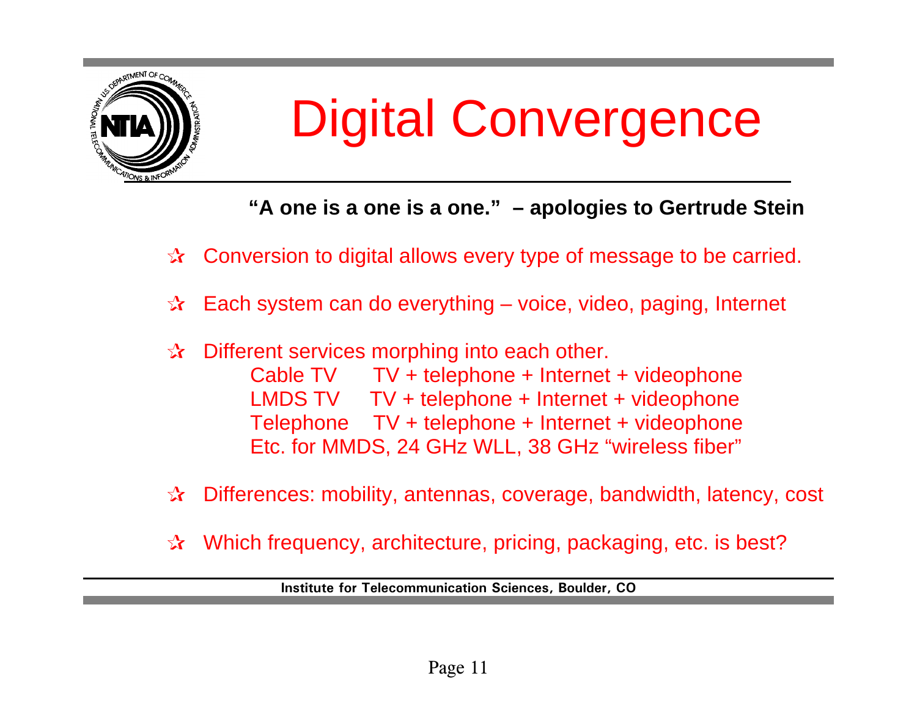# Digital Convergence

**"A one is a one is a one." – apologies to Gertrude Stein**

- Conversion to digital allows every type of message to be carried.
- Each system can do everything – voice, video, paging, Internet
- Different services morphing into each other.
  - Cable TV TV + telephone + Internet + videophone
  - LMDS TV TV + telephone + Internet + videophone
  - Telephone TV + telephone + Internet + videophone
  - Etc. for MMDS, 24 GHz WLL, 38 GHz "wireless fiber"
- Differences: mobility, antennas, coverage, bandwidth, latency, cost
- Which frequency, architecture, pricing, packaging, etc. is best?

**Institute for Telecommunication Sciences, Boulder, CO**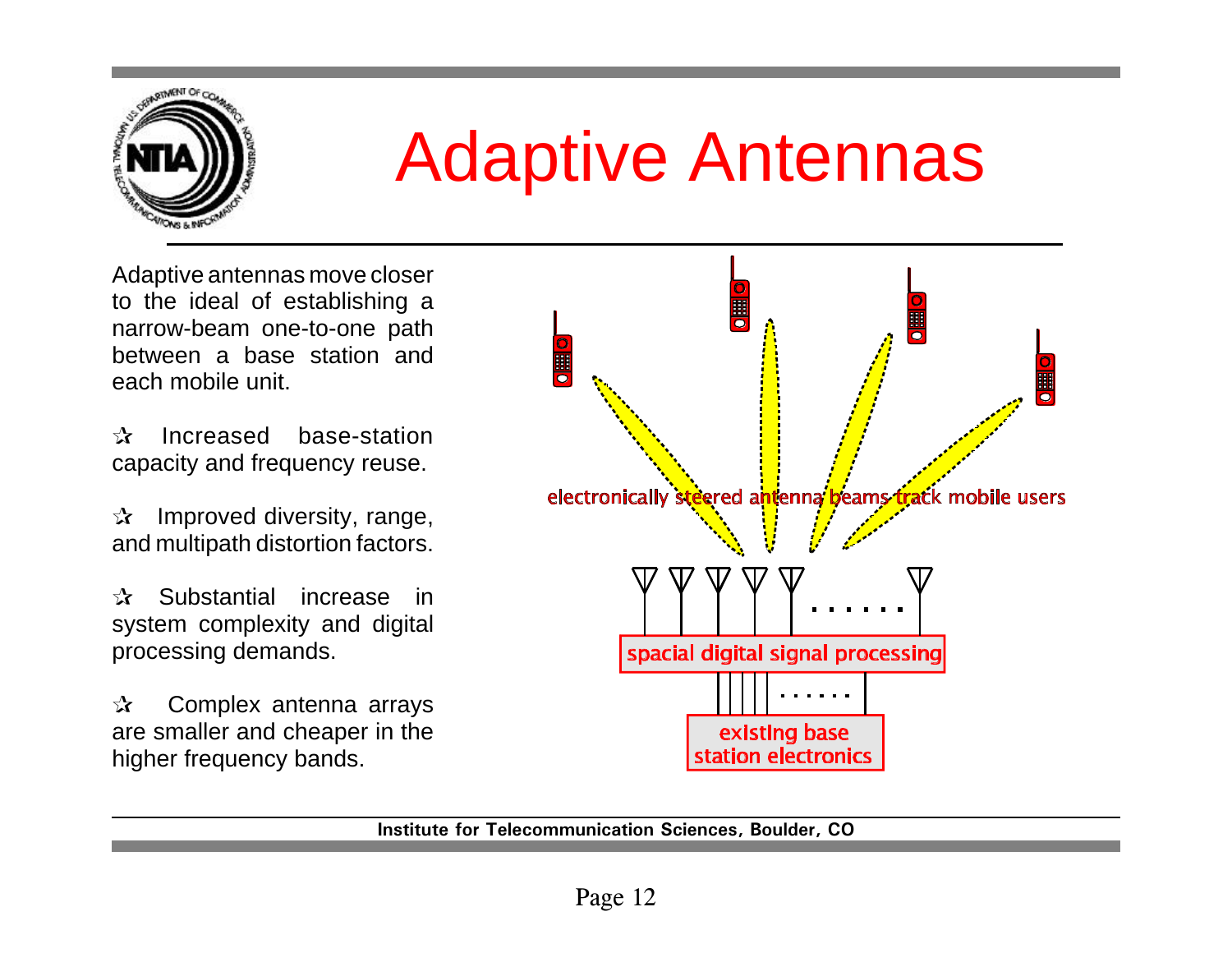# Adaptive Antennas

Adaptive antennas move closer to the ideal of establishing a narrow-beam one-to-one path between a base station and each mobile unit.

- ✰ Increased base-station capacity and frequency reuse.
- ✰ Improved diversity, range, and multipath distortion factors.
- ✰ Substantial increase in system complexity and digital processing demands.
- ✰ Complex antenna arrays are smaller and cheaper in the higher frequency bands.

electronically steered antenna beams track mobile users

spacial digital signal processing

existing base station electronics

Institute for Telecommunication Sciences, Boulder, CO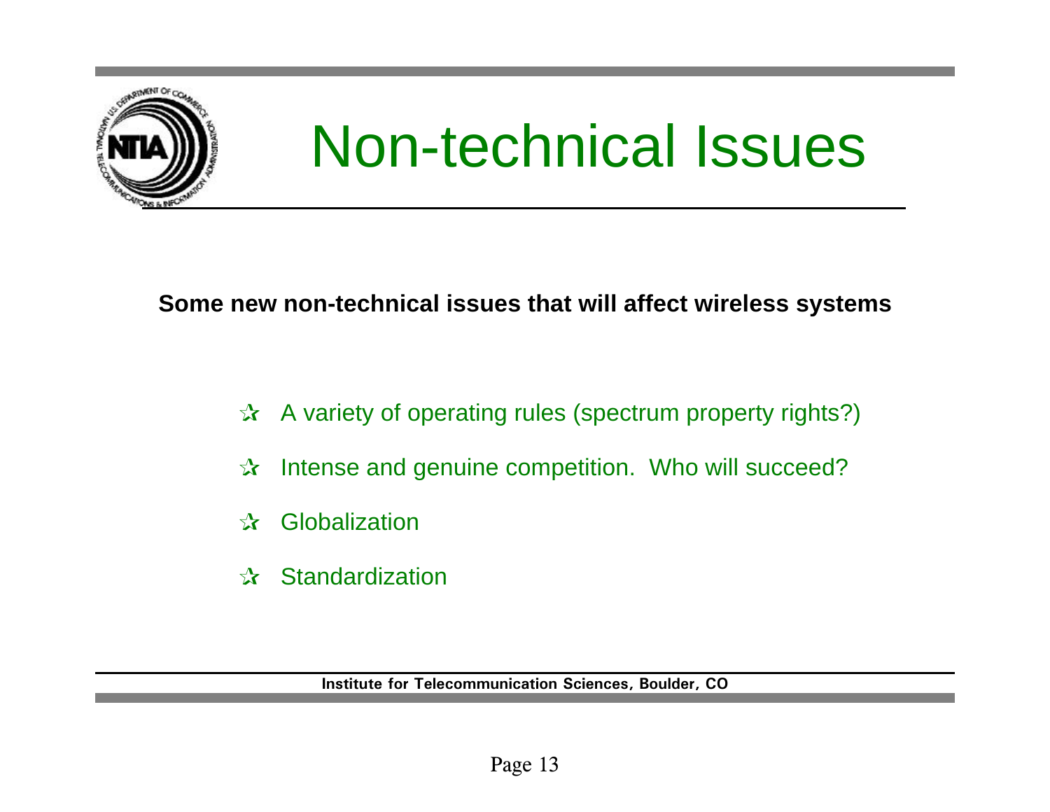# Non-technical Issues

**Some new non-technical issues that will affect wireless systems**

- A variety of operating rules (spectrum property rights?)
- Intense and genuine competition. Who will succeed?
- Globalization
- Standardization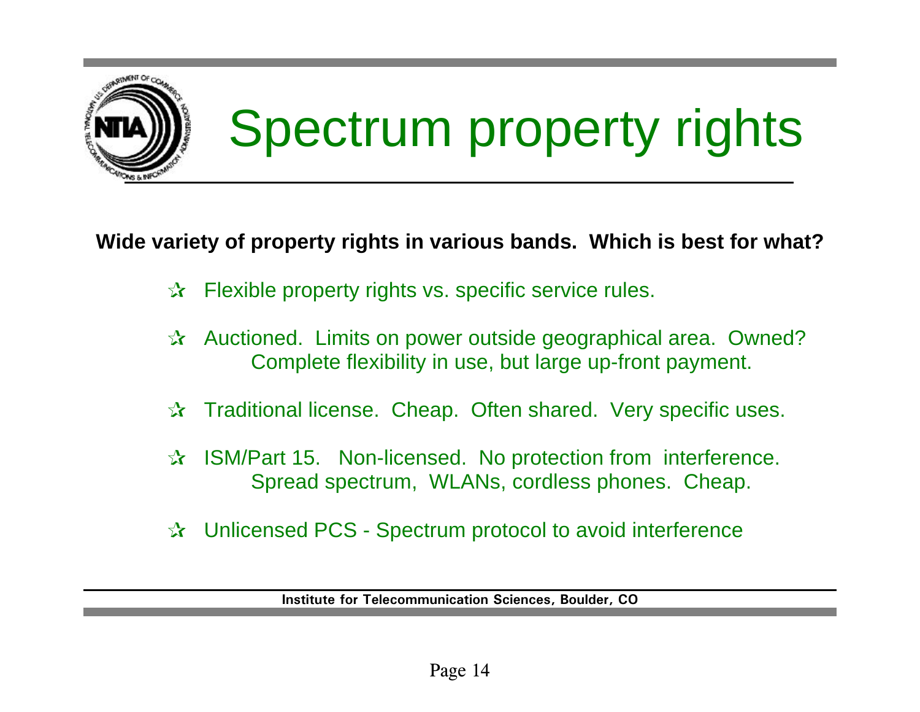# Spectrum property rights

**Wide variety of property rights in various bands. Which is best for what?**

- Flexible property rights vs. specific service rules.
- Auctioned. Limits on power outside geographical area. Owned? Complete flexibility in use, but large up-front payment.
- Traditional license. Cheap. Often shared. Very specific uses.
- ISM/Part 15. Non-licensed. No protection from interference. Spread spectrum, WLANs, cordless phones. Cheap.
- Unlicensed PCS - Spectrum protocol to avoid interference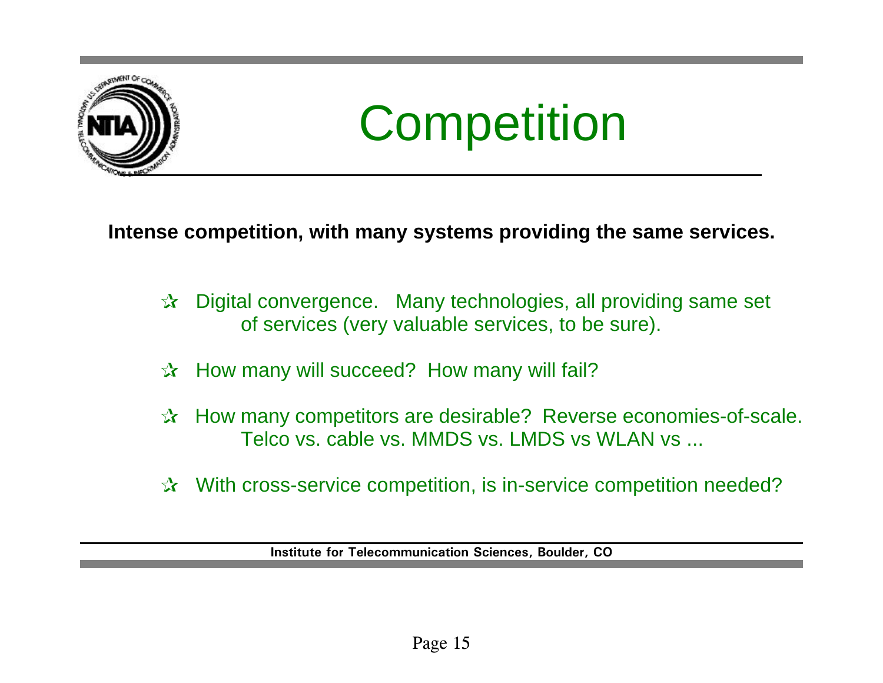# Competition

**Intense competition, with many systems providing the same services.**

- Digital convergence. Many technologies, all providing same set of services (very valuable services, to be sure).
- How many will succeed? How many will fail?
- How many competitors are desirable? Reverse economies-of-scale. Telco vs. cable vs. MMDS vs. LMDS vs WLAN vs ...
- With cross-service competition, is in-service competition needed?

**Institute for Telecommunication Sciences, Boulder, CO**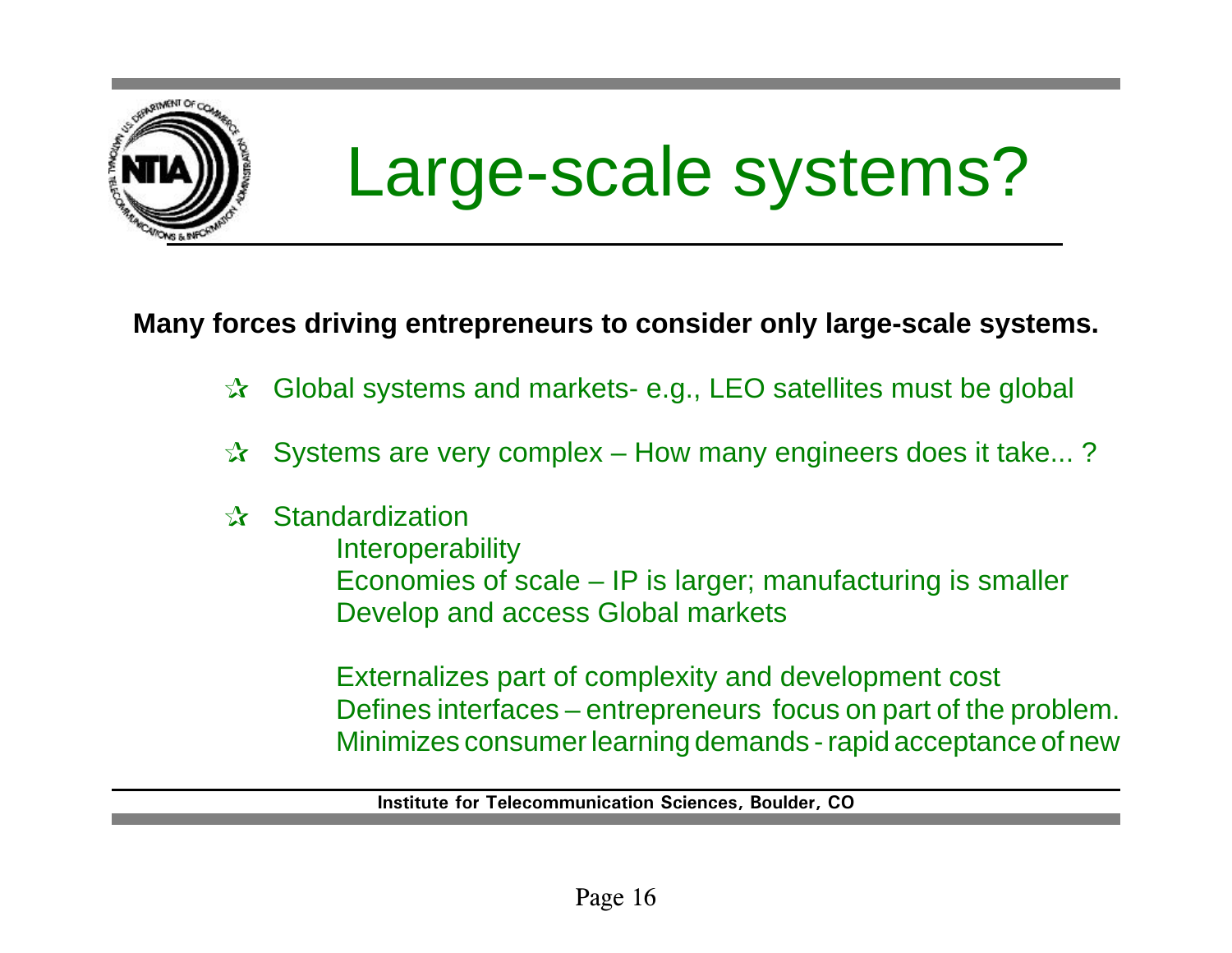# Large-scale systems?

**Many forces driving entrepreneurs to consider only large-scale systems.**

- Global systems and markets- e.g., LEO satellites must be global
- Systems are very complex – How many engineers does it take... ?
- Standardization
  - Interoperability
  - Economies of scale – IP is larger; manufacturing is smaller
  - Develop and access Global markets

  - Externalizes part of complexity and development cost
  - Defines interfaces – entrepreneurs focus on part of the problem.
  - Minimizes consumer learning demands - rapid acceptance of new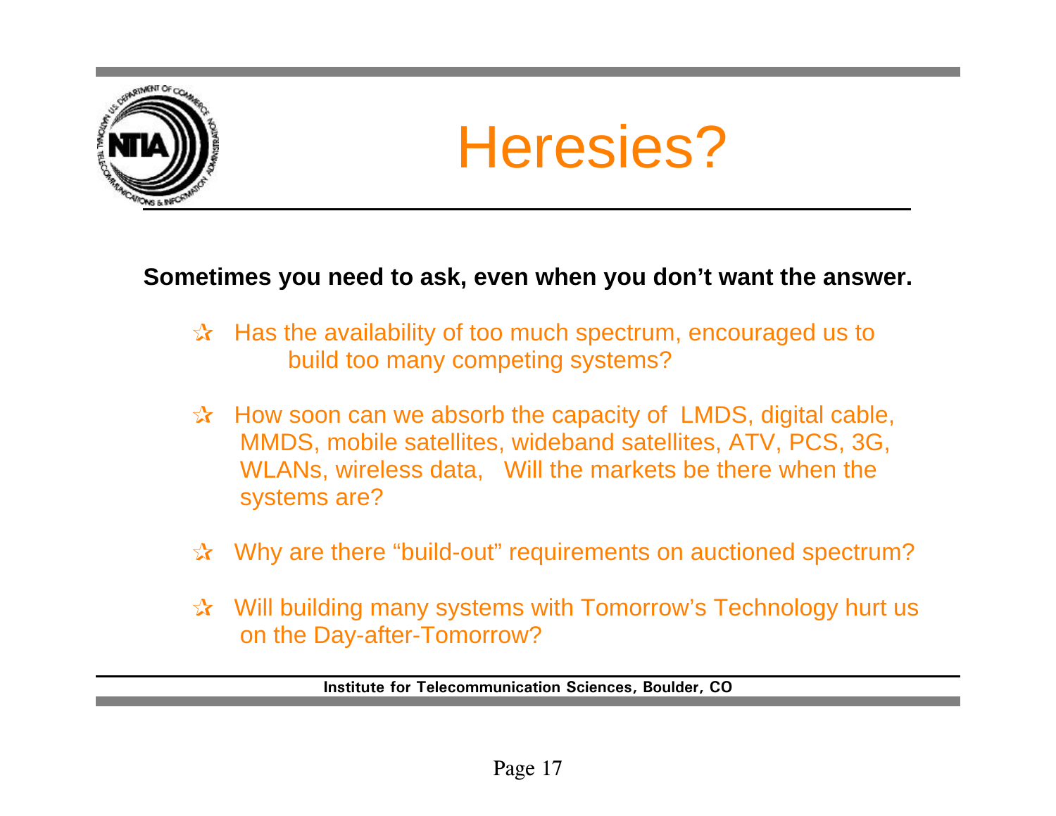# Heresies?

**Sometimes you need to ask, even when you don't want the answer.**

- Has the availability of too much spectrum, encouraged us to build too many competing systems?
- How soon can we absorb the capacity of LMDS, digital cable, MMDS, mobile satellites, wideband satellites, ATV, PCS, 3G, WLANs, wireless data, Will the markets be there when the systems are?
- Why are there "build-out" requirements on auctioned spectrum?
- Will building many systems with Tomorrow's Technology hurt us on the Day-after-Tomorrow?

**Institute for Telecommunication Sciences, Boulder, CO**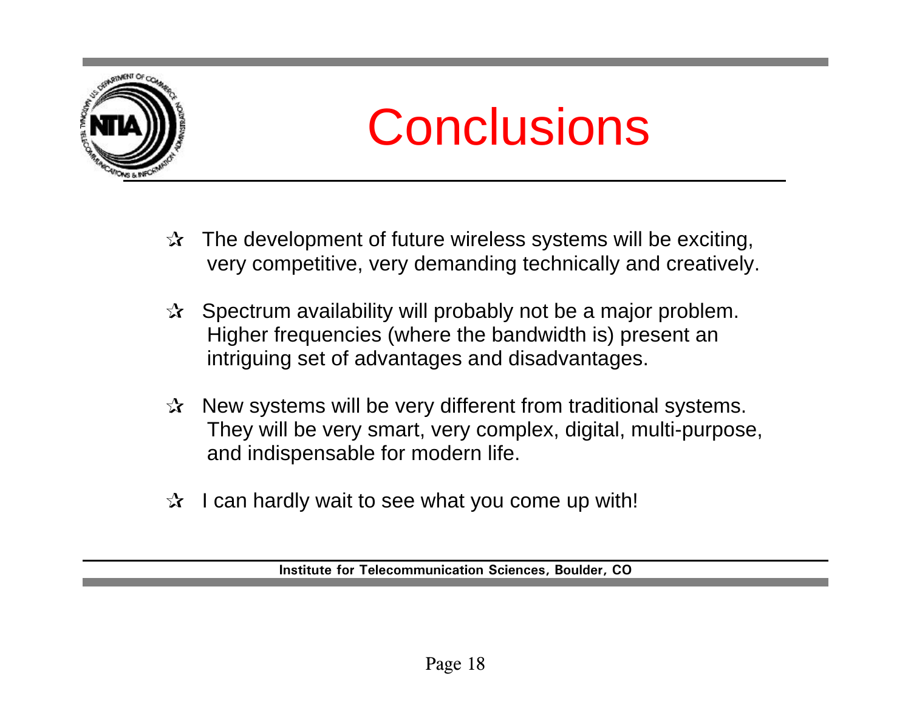# Conclusions

- The development of future wireless systems will be exciting, very competitive, very demanding technically and creatively.
- Spectrum availability will probably not be a major problem. Higher frequencies (where the bandwidth is) present an intriguing set of advantages and disadvantages.
- New systems will be very different from traditional systems. They will be very smart, very complex, digital, multi-purpose, and indispensable for modern life.
- I can hardly wait to see what you come up with!